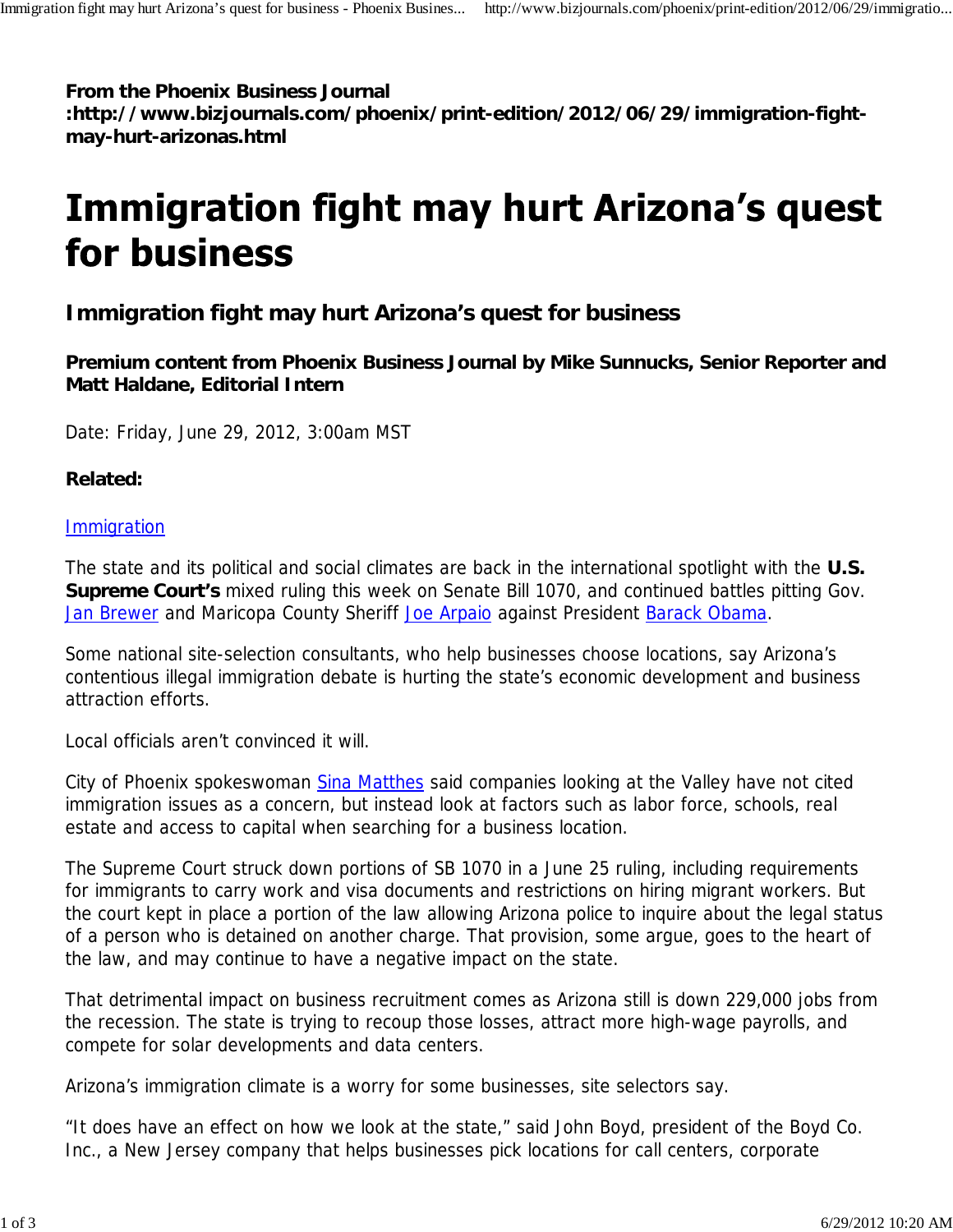**From the Phoenix Business Journal :http://www.bizjournals.com/phoenix/print-edition/2012/06/29/immigration-fight-may-hurt-arizonas.html**

# Immigration fight may hurt Arizona's quest for business

## Immigration fight may hurt Arizona's quest for business

**Premium content from Phoenix Business Journal by Mike Sunnucks, Senior Reporter and Matt Haldane, Editorial Intern**

Date: Friday, June 29, 2012, 3:00am MST

**Related:**

Immigration

The state and its political and social climates are back in the international spotlight with the **U.S. Supreme Court's** mixed ruling this week on Senate Bill 1070, and continued battles pitting Gov. Jan Brewer and Maricopa County Sheriff Joe Arpaio against President Barack Obama.

Some national site-selection consultants, who help businesses choose locations, say Arizona's contentious illegal immigration debate is hurting the state's economic development and business attraction efforts.

Local officials aren't convinced it will.

City of Phoenix spokeswoman Sina Matthes said companies looking at the Valley have not cited immigration issues as a concern, but instead look at factors such as labor force, schools, real estate and access to capital when searching for a business location.

The Supreme Court struck down portions of SB 1070 in a June 25 ruling, including requirements for immigrants to carry work and visa documents and restrictions on hiring migrant workers. But the court kept in place a portion of the law allowing Arizona police to inquire about the legal status of a person who is detained on another charge. That provision, some argue, goes to the heart of the law, and may continue to have a negative impact on the state.

That detrimental impact on business recruitment comes as Arizona still is down 229,000 jobs from the recession. The state is trying to recoup those losses, attract more high-wage payrolls, and compete for solar developments and data centers.

Arizona's immigration climate is a worry for some businesses, site selectors say.

"It does have an effect on how we look at the state," said John Boyd, president of the Boyd Co. Inc., a New Jersey company that helps businesses pick locations for call centers, corporate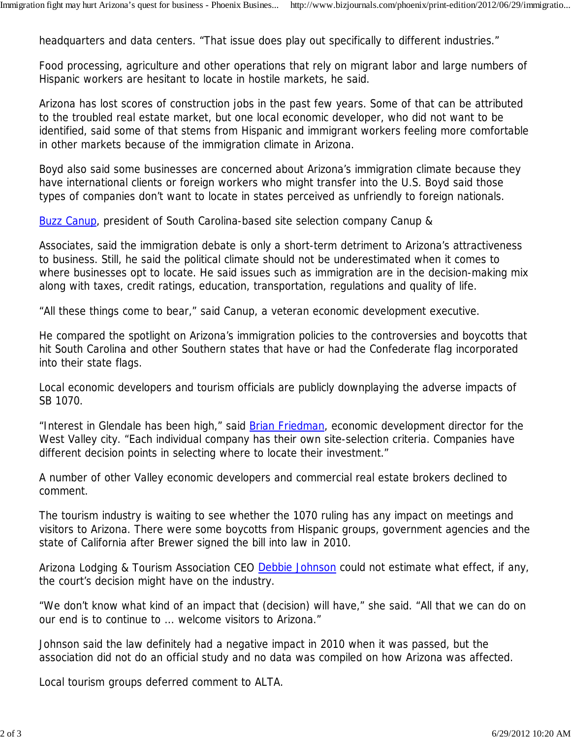headquarters and data centers. “That issue does play out specifically to different industries.”

Food processing, agriculture and other operations that rely on migrant labor and large numbers of Hispanic workers are hesitant to locate in hostile markets, he said.

Arizona has lost scores of construction jobs in the past few years. Some of that can be attributed to the troubled real estate market, but one local economic developer, who did not want to be identified, said some of that stems from Hispanic and immigrant workers feeling more comfortable in other markets because of the immigration climate in Arizona.

Boyd also said some businesses are concerned about Arizona’s immigration climate because they have international clients or foreign workers who might transfer into the U.S. Boyd said those types of companies don’t want to locate in states perceived as unfriendly to foreign nationals.

Buzz Canup, president of South Carolina-based site selection company Canup &

Associates, said the immigration debate is only a short-term detriment to Arizona’s attractiveness to business. Still, he said the political climate should not be underestimated when it comes to where businesses opt to locate. He said issues such as immigration are in the decision-making mix along with taxes, credit ratings, education, transportation, regulations and quality of life.

“All these things come to bear,” said Canup, a veteran economic development executive.

He compared the spotlight on Arizona’s immigration policies to the controversies and boycotts that hit South Carolina and other Southern states that have or had the Confederate flag incorporated into their state flags.

Local economic developers and tourism officials are publicly downplaying the adverse impacts of SB 1070.

“Interest in Glendale has been high,” said Brian Friedman, economic development director for the West Valley city. “Each individual company has their own site-selection criteria. Companies have different decision points in selecting where to locate their investment.”

A number of other Valley economic developers and commercial real estate brokers declined to comment.

The tourism industry is waiting to see whether the 1070 ruling has any impact on meetings and visitors to Arizona. There were some boycotts from Hispanic groups, government agencies and the state of California after Brewer signed the bill into law in 2010.

Arizona Lodging & Tourism Association CEO Debbie Johnson could not estimate what effect, if any, the court’s decision might have on the industry.

“We don’t know what kind of an impact that (decision) will have,” she said. “All that we can do on our end is to continue to … welcome visitors to Arizona.”

Johnson said the law definitely had a negative impact in 2010 when it was passed, but the association did not do an official study and no data was compiled on how Arizona was affected.

Local tourism groups deferred comment to ALTA.